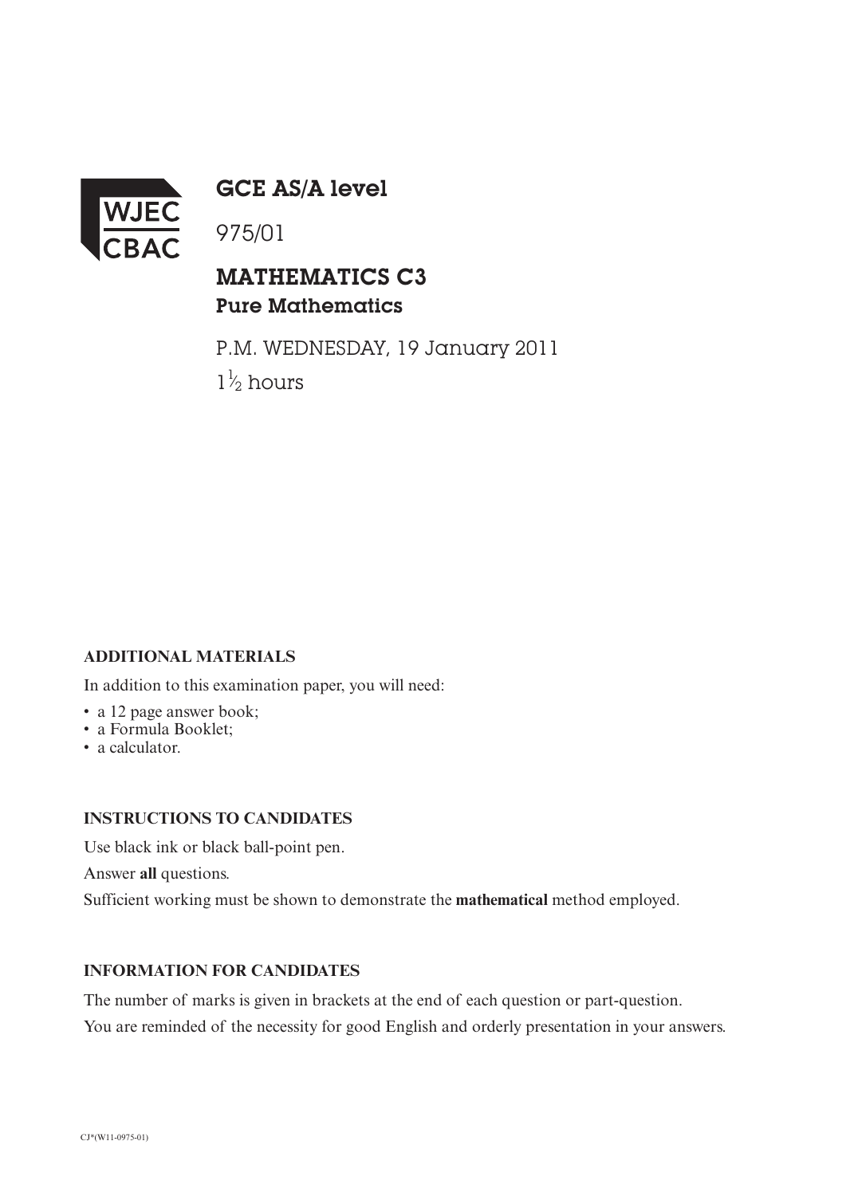WJEC
CBAC

# GCE AS/A level

975/01

## MATHEMATICS C3
### Pure Mathematics

P.M. WEDNESDAY, 19 January 2011

$1\frac{1}{2}$ hours

**ADDITIONAL MATERIALS**

In addition to this examination paper, you will need:

- a 12 page answer book;
- a Formula Booklet;
- a calculator.

**INSTRUCTIONS TO CANDIDATES**

Use black ink or black ball-point pen.

Answer **all** questions.

Sufficient working must be shown to demonstrate the **mathematical** method employed.

**INFORMATION FOR CANDIDATES**

The number of marks is given in brackets at the end of each question or part-question.

You are reminded of the necessity for good English and orderly presentation in your answers.

CJ*(W11-0975-01)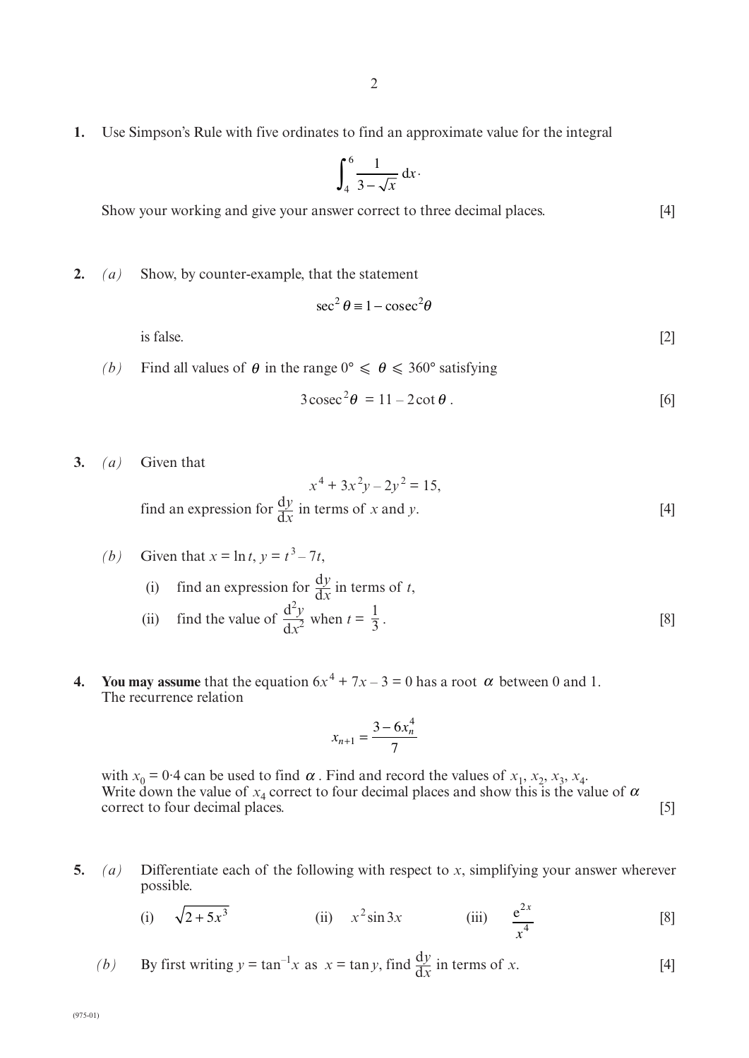1. Use Simpson's Rule with five ordinates to find an approximate value for the integral

$$\int_4^6 \frac{1}{3-\sqrt{x}}\,dx.$$

Show your working and give your answer correct to three decimal places. [4]

2. *(a)* Show, by counter-example, that the statement

$$\sec^2\theta \equiv 1 - \operatorname{cosec}^2\theta$$

is false. [2]

*(b)* Find all values of $\theta$ in the range $0° \leqslant \theta \leqslant 360°$ satisfying

$$3\operatorname{cosec}^2\theta = 11 - 2\cot\theta.$$ [6]

3. *(a)* Given that

$$x^4 + 3x^2y - 2y^2 = 15,$$

find an expression for $\frac{dy}{dx}$ in terms of $x$ and $y$. [4]

*(b)* Given that $x = \ln t$, $y = t^3 - 7t$,

(i) find an expression for $\frac{dy}{dx}$ in terms of $t$,

(ii) find the value of $\frac{d^2y}{dx^2}$ when $t = \frac{1}{3}$. [8]

4. **You may assume** that the equation $6x^4 + 7x - 3 = 0$ has a root $\alpha$ between 0 and 1. The recurrence relation

$$x_{n+1} = \frac{3 - 6x_n^4}{7}$$

with $x_0 = 0{\cdot}4$ can be used to find $\alpha$. Find and record the values of $x_1$, $x_2$, $x_3$, $x_4$. Write down the value of $x_4$ correct to four decimal places and show this is the value of $\alpha$ correct to four decimal places. [5]

5. *(a)* Differentiate each of the following with respect to $x$, simplifying your answer wherever possible.

(i) $\sqrt{2+5x^3}$ (ii) $x^2\sin 3x$ (iii) $\frac{e^{2x}}{x^4}$ [8]

*(b)* By first writing $y = \tan^{-1}x$ as $x = \tan y$, find $\frac{dy}{dx}$ in terms of $x$. [4]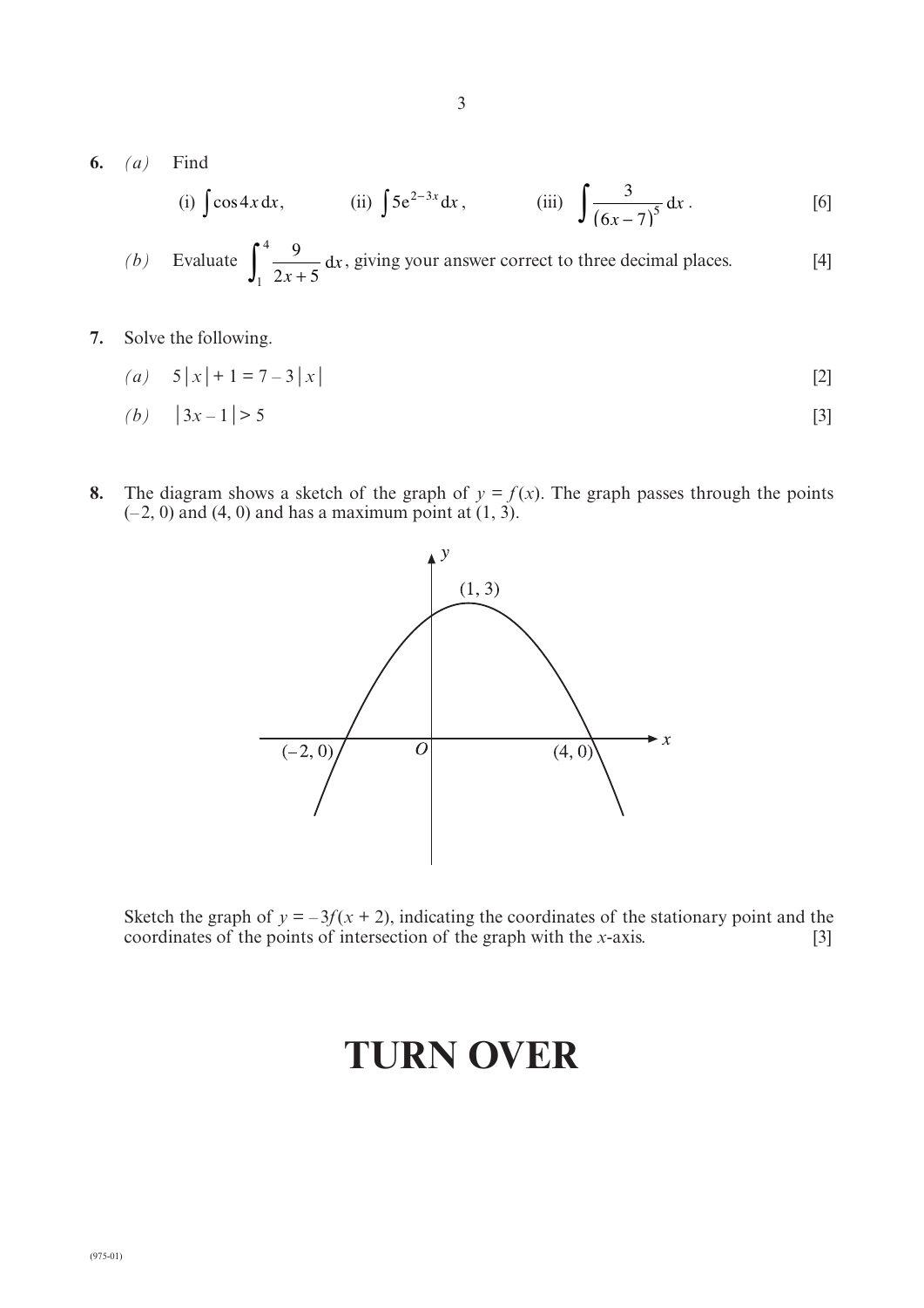**6.** *(a)* Find

(i) $\int \cos 4x \, dx$, (ii) $\int 5e^{2-3x} \, dx$, (iii) $\int \frac{3}{(6x-7)^5} \, dx$. [6]

*(b)* Evaluate $\int_1^4 \frac{9}{2x+5} \, dx$, giving your answer correct to three decimal places. [4]

**7.** Solve the following.

*(a)* $5|x| + 1 = 7 - 3|x|$ [2]

*(b)* $|3x - 1| > 5$ [3]

**8.** The diagram shows a sketch of the graph of $y = f(x)$. The graph passes through the points $(-2, 0)$ and $(4, 0)$ and has a maximum point at $(1, 3)$.

Sketch the graph of $y = -3f(x + 2)$, indicating the coordinates of the stationary point and the coordinates of the points of intersection of the graph with the $x$-axis. [3]

# TURN OVER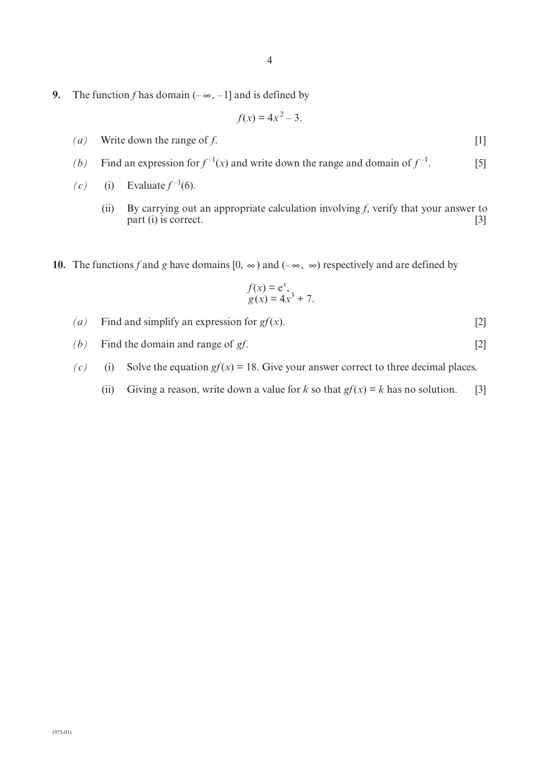**9.** The function $f$ has domain $(-\infty, -1]$ and is defined by

$$f(x) = 4x^2 - 3.$$

*(a)* Write down the range of $f$. [1]

*(b)* Find an expression for $f^{-1}(x)$ and write down the range and domain of $f^{-1}$. [5]

*(c)* (i) Evaluate $f^{-1}(6)$.

(ii) By carrying out an appropriate calculation involving $f$, verify that your answer to part (i) is correct. [3]

**10.** The functions $f$ and $g$ have domains $[0, \infty)$ and $(-\infty, \infty)$ respectively and are defined by

$$f(x) = e^x,$$
$$g(x) = 4x^3 + 7.$$

*(a)* Find and simplify an expression for $gf(x)$. [2]

*(b)* Find the domain and range of $gf$. [2]

*(c)* (i) Solve the equation $gf(x) = 18$. Give your answer correct to three decimal places.

(ii) Giving a reason, write down a value for $k$ so that $gf(x) = k$ has no solution. [3]